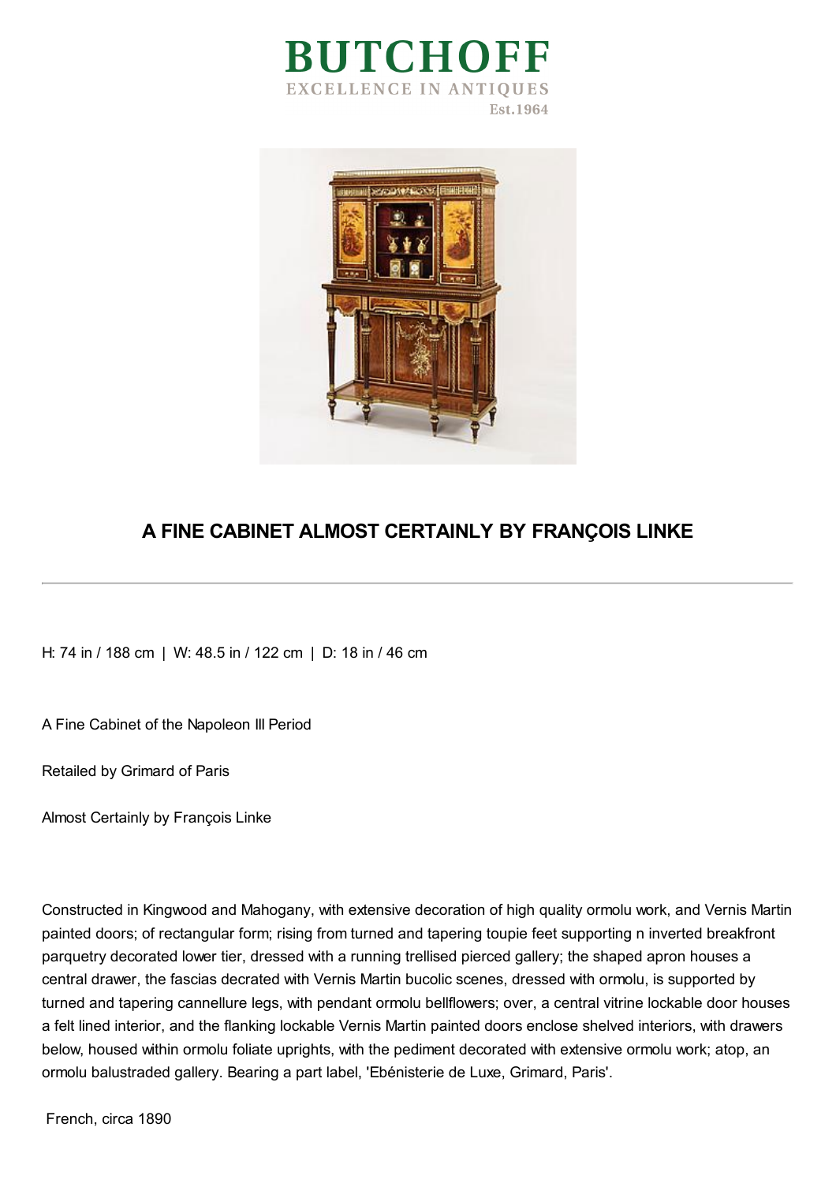# BUTCHOFF

EXCELLENCE IN ANTIQUES

Est.1964

## A FINE CABINET ALMOST CERTAINLY BY FRANÇOIS LINKE

---

H: 74 in / 188 cm | W: 48.5 in / 122 cm | D: 18 in / 46 cm

A Fine Cabinet of the Napoleon III Period

Retailed by Grimard of Paris

Almost Certainly by François Linke

Constructed in Kingwood and Mahogany, with extensive decoration of high quality ormolu work, and Vernis Martin painted doors; of rectangular form; rising from turned and tapering toupie feet supporting n inverted breakfront parquetry decorated lower tier, dressed with a running trellised pierced gallery; the shaped apron houses a central drawer, the fascias decrated with Vernis Martin bucolic scenes, dressed with ormolu, is supported by turned and tapering cannellure legs, with pendant ormolu bellflowers; over, a central vitrine lockable door houses a felt lined interior, and the flanking lockable Vernis Martin painted doors enclose shelved interiors, with drawers below, housed within ormolu foliate uprights, with the pediment decorated with extensive ormolu work; atop, an ormolu balustraded gallery. Bearing a part label, 'Ebénisterie de Luxe, Grimard, Paris'.

French, circa 1890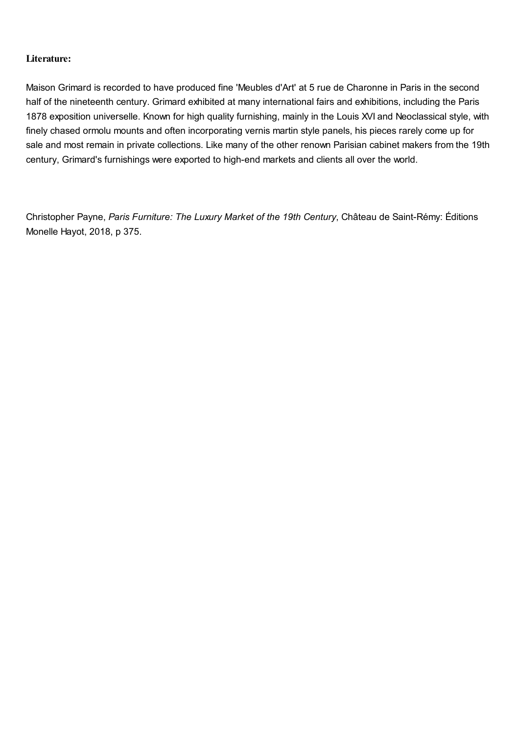**Literature:**

Maison Grimard is recorded to have produced fine 'Meubles d'Art' at 5 rue de Charonne in Paris in the second half of the nineteenth century. Grimard exhibited at many international fairs and exhibitions, including the Paris 1878 exposition universelle. Known for high quality furnishing, mainly in the Louis XVI and Neoclassical style, with finely chased ormolu mounts and often incorporating vernis martin style panels, his pieces rarely come up for sale and most remain in private collections. Like many of the other renown Parisian cabinet makers from the 19th century, Grimard's furnishings were exported to high-end markets and clients all over the world.

Christopher Payne, *Paris Furniture: The Luxury Market of the 19th Century*, Château de Saint-Rémy: Éditions Monelle Hayot, 2018, p 375.